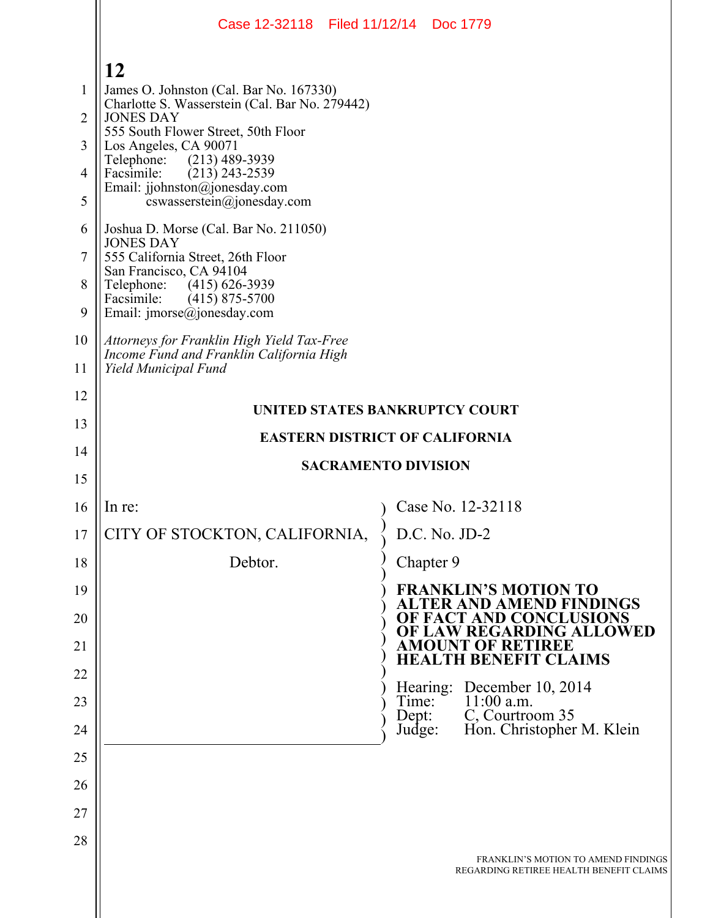James O. Johnston (Cal. Bar No. 167330)
Charlotte S. Wasserstein (Cal. Bar No. 279442)
JONES DAY
555 South Flower Street, 50th Floor
Los Angeles, CA 90071
Telephone: (213) 489-3939
Facsimile: (213) 243-2539
Email: jjohnston@jonesday.com
cswasserstein@jonesday.com

Joshua D. Morse (Cal. Bar No. 211050)
JONES DAY
555 California Street, 26th Floor
San Francisco, CA 94104
Telephone: (415) 626-3939
Facsimile: (415) 875-5700
Email: jmorse@jonesday.com

*Attorneys for Franklin High Yield Tax-Free Income Fund and Franklin California High Yield Municipal Fund*

**UNITED STATES BANKRUPTCY COURT**

**EASTERN DISTRICT OF CALIFORNIA**

**SACRAMENTO DIVISION**

| | |
|---|---|
| In re: | Case No. 12-32118 |
| CITY OF STOCKTON, CALIFORNIA, | D.C. No. JD-2 |
| Debtor. | Chapter 9 |
| | **FRANKLIN'S MOTION TO ALTER AND AMEND FINDINGS OF FACT AND CONCLUSIONS OF LAW REGARDING ALLOWED AMOUNT OF RETIREE HEALTH BENEFIT CLAIMS** |
| | Hearing: December 10, 2014<br>Time: 11:00 a.m.<br>Dept: C, Courtroom 35<br>Judge: Hon. Christopher M. Klein |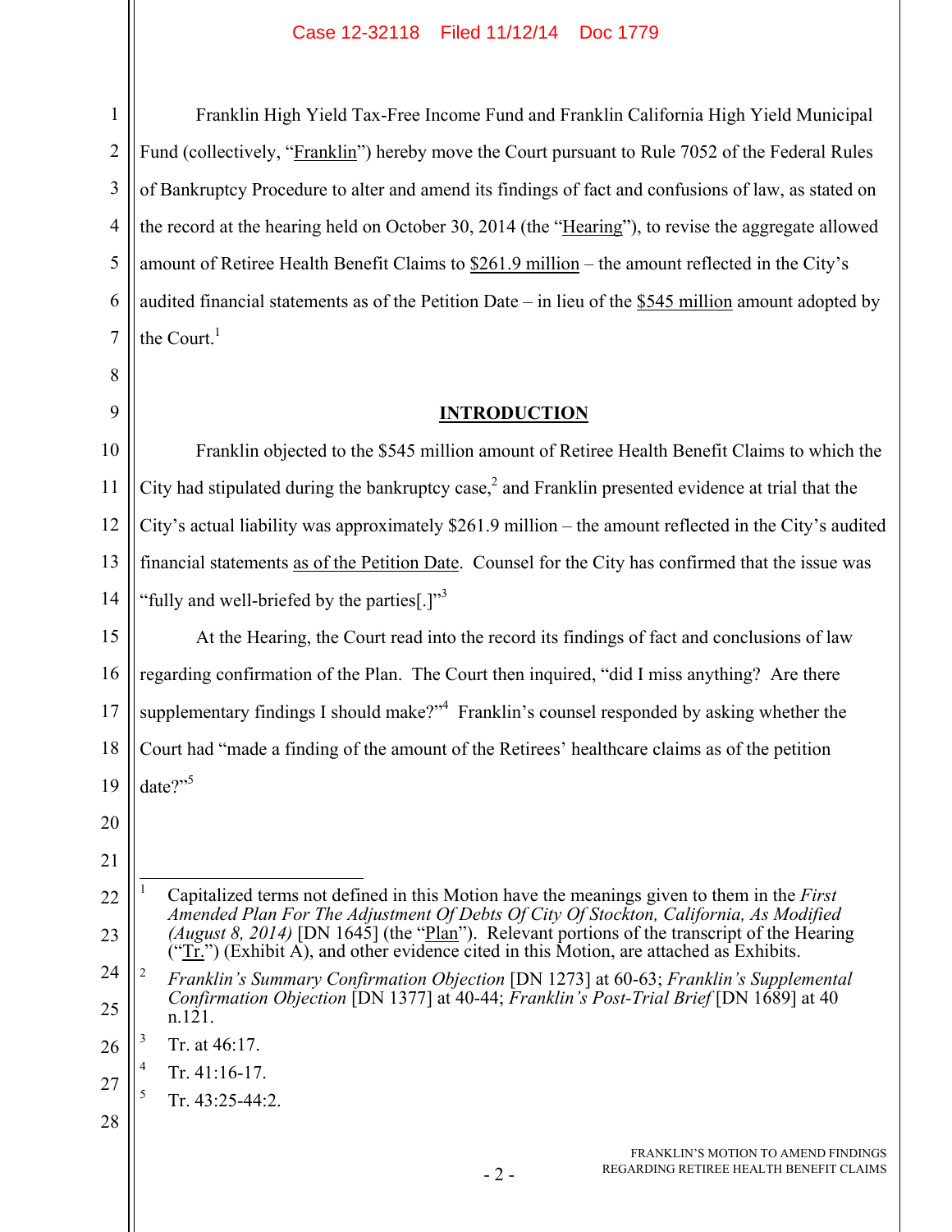Franklin High Yield Tax-Free Income Fund and Franklin California High Yield Municipal Fund (collectively, "Franklin") hereby move the Court pursuant to Rule 7052 of the Federal Rules of Bankruptcy Procedure to alter and amend its findings of fact and confusions of law, as stated on the record at the hearing held on October 30, 2014 (the "Hearing"), to revise the aggregate allowed amount of Retiree Health Benefit Claims to $261.9 million – the amount reflected in the City's audited financial statements as of the Petition Date – in lieu of the $545 million amount adopted by the Court.[1]

## INTRODUCTION

Franklin objected to the $545 million amount of Retiree Health Benefit Claims to which the City had stipulated during the bankruptcy case,[2] and Franklin presented evidence at trial that the City's actual liability was approximately $261.9 million – the amount reflected in the City's audited financial statements as of the Petition Date. Counsel for the City has confirmed that the issue was "fully and well-briefed by the parties[.]"[3]

At the Hearing, the Court read into the record its findings of fact and conclusions of law regarding confirmation of the Plan. The Court then inquired, "did I miss anything? Are there supplementary findings I should make?"[4] Franklin's counsel responded by asking whether the Court had "made a finding of the amount of the Retirees' healthcare claims as of the petition date?"[5]

---

[1] Capitalized terms not defined in this Motion have the meanings given to them in the *First Amended Plan For The Adjustment Of Debts Of City Of Stockton, California, As Modified (August 8, 2014)* [DN 1645] (the "Plan"). Relevant portions of the transcript of the Hearing ("Tr.") (Exhibit A), and other evidence cited in this Motion, are attached as Exhibits.

[2] *Franklin's Summary Confirmation Objection* [DN 1273] at 60-63; *Franklin's Supplemental Confirmation Objection* [DN 1377] at 40-44; *Franklin's Post-Trial Brief* [DN 1689] at 40 n.121.

[3] Tr. at 46:17.

[4] Tr. 41:16-17.

[5] Tr. 43:25-44:2.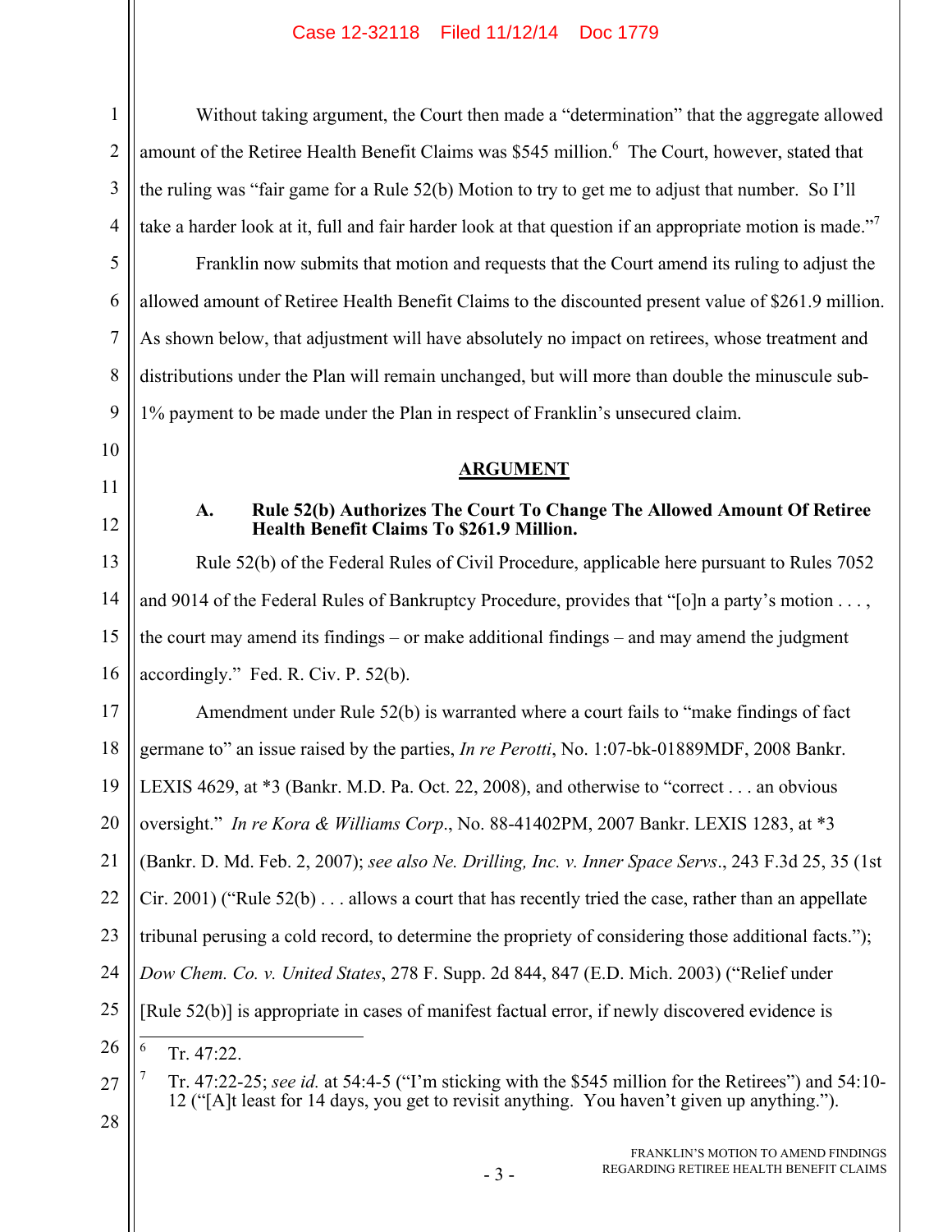Without taking argument, the Court then made a "determination" that the aggregate allowed amount of the Retiree Health Benefit Claims was $545 million.[6] The Court, however, stated that the ruling was "fair game for a Rule 52(b) Motion to try to get me to adjust that number. So I'll take a harder look at it, full and fair harder look at that question if an appropriate motion is made."[7]

Franklin now submits that motion and requests that the Court amend its ruling to adjust the allowed amount of Retiree Health Benefit Claims to the discounted present value of $261.9 million. As shown below, that adjustment will have absolutely no impact on retirees, whose treatment and distributions under the Plan will remain unchanged, but will more than double the minuscule sub-1% payment to be made under the Plan in respect of Franklin's unsecured claim.

## ARGUMENT

### A. Rule 52(b) Authorizes The Court To Change The Allowed Amount Of Retiree Health Benefit Claims To $261.9 Million.

Rule 52(b) of the Federal Rules of Civil Procedure, applicable here pursuant to Rules 7052 and 9014 of the Federal Rules of Bankruptcy Procedure, provides that "[o]n a party's motion . . . , the court may amend its findings – or make additional findings – and may amend the judgment accordingly." Fed. R. Civ. P. 52(b).

Amendment under Rule 52(b) is warranted where a court fails to "make findings of fact germane to" an issue raised by the parties, *In re Perotti*, No. 1:07-bk-01889MDF, 2008 Bankr. LEXIS 4629, at *3 (Bankr. M.D. Pa. Oct. 22, 2008), and otherwise to "correct . . . an obvious oversight." *In re Kora & Williams Corp*., No. 88-41402PM, 2007 Bankr. LEXIS 1283, at *3 (Bankr. D. Md. Feb. 2, 2007); *see also Ne. Drilling, Inc. v. Inner Space Servs*., 243 F.3d 25, 35 (1st Cir. 2001) ("Rule 52(b) . . . allows a court that has recently tried the case, rather than an appellate tribunal perusing a cold record, to determine the propriety of considering those additional facts."); *Dow Chem. Co. v. United States*, 278 F. Supp. 2d 844, 847 (E.D. Mich. 2003) ("Relief under [Rule 52(b)] is appropriate in cases of manifest factual error, if newly discovered evidence is

---

[6] Tr. 47:22.

[7] Tr. 47:22-25; *see id.* at 54:4-5 ("I'm sticking with the $545 million for the Retirees") and 54:10-12 ("[A]t least for 14 days, you get to revisit anything. You haven't given up anything.").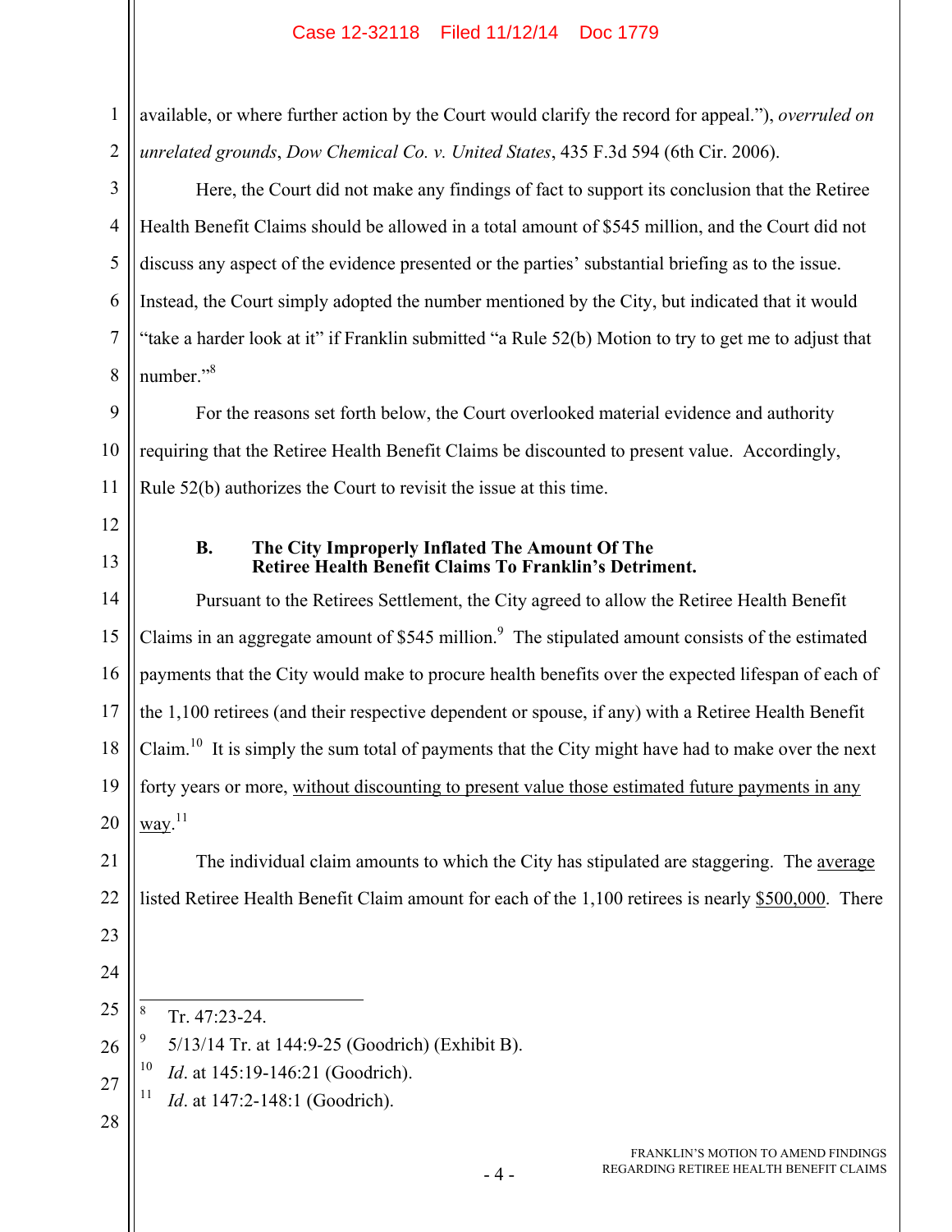available, or where further action by the Court would clarify the record for appeal."), *overruled on unrelated grounds*, *Dow Chemical Co. v. United States*, 435 F.3d 594 (6th Cir. 2006).

Here, the Court did not make any findings of fact to support its conclusion that the Retiree Health Benefit Claims should be allowed in a total amount of $545 million, and the Court did not discuss any aspect of the evidence presented or the parties' substantial briefing as to the issue. Instead, the Court simply adopted the number mentioned by the City, but indicated that it would "take a harder look at it" if Franklin submitted "a Rule 52(b) Motion to try to get me to adjust that number."[8]

For the reasons set forth below, the Court overlooked material evidence and authority requiring that the Retiree Health Benefit Claims be discounted to present value. Accordingly, Rule 52(b) authorizes the Court to revisit the issue at this time.

### B. The City Improperly Inflated The Amount Of The Retiree Health Benefit Claims To Franklin's Detriment.

Pursuant to the Retirees Settlement, the City agreed to allow the Retiree Health Benefit Claims in an aggregate amount of $545 million.[9] The stipulated amount consists of the estimated payments that the City would make to procure health benefits over the expected lifespan of each of the 1,100 retirees (and their respective dependent or spouse, if any) with a Retiree Health Benefit Claim.[10] It is simply the sum total of payments that the City might have had to make over the next forty years or more, <u>without discounting to present value those estimated future payments in any way</u>.[11]

The individual claim amounts to which the City has stipulated are staggering. The <u>average</u> listed Retiree Health Benefit Claim amount for each of the 1,100 retirees is nearly <u>$500,000</u>. There

---

[8] Tr. 47:23-24.

[9] 5/13/14 Tr. at 144:9-25 (Goodrich) (Exhibit B).

[10] *Id*. at 145:19-146:21 (Goodrich).

[11] *Id*. at 147:2-148:1 (Goodrich).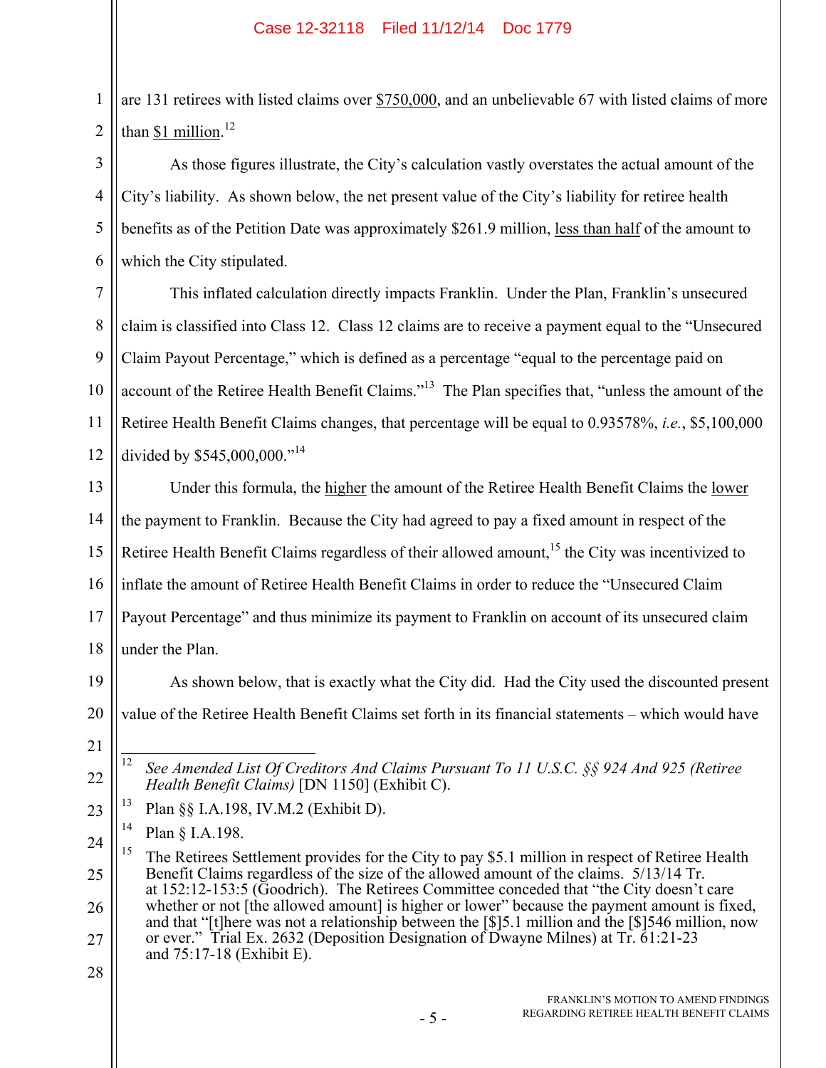are 131 retirees with listed claims over <u>$750,000</u>, and an unbelievable 67 with listed claims of more than <u>$1 million</u>.[12]

As those figures illustrate, the City's calculation vastly overstates the actual amount of the City's liability. As shown below, the net present value of the City's liability for retiree health benefits as of the Petition Date was approximately $261.9 million, <u>less than half</u> of the amount to which the City stipulated.

This inflated calculation directly impacts Franklin. Under the Plan, Franklin's unsecured claim is classified into Class 12. Class 12 claims are to receive a payment equal to the "Unsecured Claim Payout Percentage," which is defined as a percentage "equal to the percentage paid on account of the Retiree Health Benefit Claims."[13] The Plan specifies that, "unless the amount of the Retiree Health Benefit Claims changes, that percentage will be equal to 0.93578%, *i.e.*, $5,100,000 divided by $545,000,000."[14]

Under this formula, the <u>higher</u> the amount of the Retiree Health Benefit Claims the <u>lower</u> the payment to Franklin. Because the City had agreed to pay a fixed amount in respect of the Retiree Health Benefit Claims regardless of their allowed amount,[15] the City was incentivized to inflate the amount of Retiree Health Benefit Claims in order to reduce the "Unsecured Claim Payout Percentage" and thus minimize its payment to Franklin on account of its unsecured claim under the Plan.

As shown below, that is exactly what the City did. Had the City used the discounted present value of the Retiree Health Benefit Claims set forth in its financial statements – which would have

---

[12] *See Amended List Of Creditors And Claims Pursuant To 11 U.S.C. §§ 924 And 925 (Retiree Health Benefit Claims)* [DN 1150] (Exhibit C).

[13] Plan §§ I.A.198, IV.M.2 (Exhibit D).

[14] Plan § I.A.198.

[15] The Retirees Settlement provides for the City to pay $5.1 million in respect of Retiree Health Benefit Claims regardless of the size of the allowed amount of the claims. 5/13/14 Tr. at 152:12-153:5 (Goodrich). The Retirees Committee conceded that "the City doesn't care whether or not [the allowed amount] is higher or lower" because the payment amount is fixed, and that "[t]here was not a relationship between the [$]5.1 million and the [$]546 million, now or ever." Trial Ex. 2632 (Deposition Designation of Dwayne Milnes) at Tr. 61:21-23 and 75:17-18 (Exhibit E).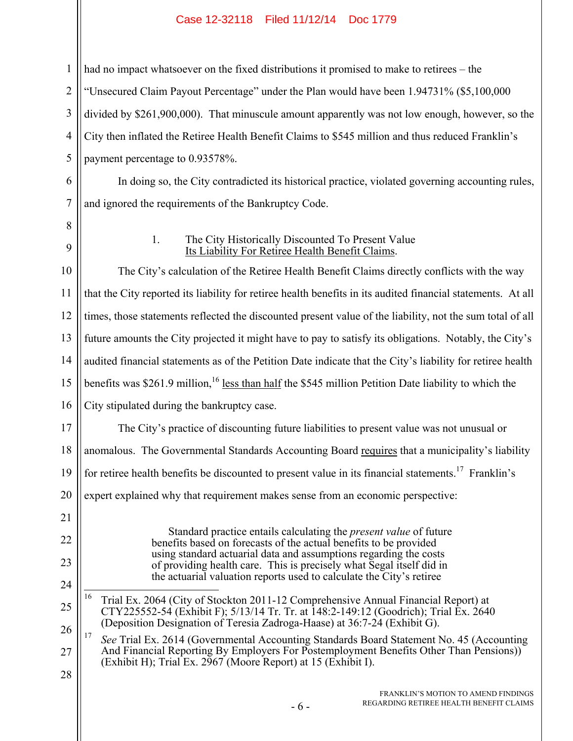had no impact whatsoever on the fixed distributions it promised to make to retirees – the "Unsecured Claim Payout Percentage" under the Plan would have been 1.94731% ($5,100,000 divided by $261,900,000). That minuscule amount apparently was not low enough, however, so the City then inflated the Retiree Health Benefit Claims to $545 million and thus reduced Franklin's payment percentage to 0.93578%.

In doing so, the City contradicted its historical practice, violated governing accounting rules, and ignored the requirements of the Bankruptcy Code.

### 1. The City Historically Discounted To Present Value Its Liability For Retiree Health Benefit Claims.

The City's calculation of the Retiree Health Benefit Claims directly conflicts with the way that the City reported its liability for retiree health benefits in its audited financial statements. At all times, those statements reflected the discounted present value of the liability, not the sum total of all future amounts the City projected it might have to pay to satisfy its obligations. Notably, the City's audited financial statements as of the Petition Date indicate that the City's liability for retiree health benefits was $261.9 million,[16] less than half the $545 million Petition Date liability to which the City stipulated during the bankruptcy case.

The City's practice of discounting future liabilities to present value was not unusual or anomalous. The Governmental Standards Accounting Board requires that a municipality's liability for retiree health benefits be discounted to present value in its financial statements.[17] Franklin's expert explained why that requirement makes sense from an economic perspective:

> Standard practice entails calculating the *present value* of future benefits based on forecasts of the actual benefits to be provided using standard actuarial data and assumptions regarding the costs of providing health care. This is precisely what Segal itself did in the actuarial valuation reports used to calculate the City's retiree

---

[16] Trial Ex. 2064 (City of Stockton 2011-12 Comprehensive Annual Financial Report) at CTY225552-54 (Exhibit F); 5/13/14 Tr. Tr. at 148:2-149:12 (Goodrich); Trial Ex. 2640 (Deposition Designation of Teresia Zadroga-Haase) at 36:7-24 (Exhibit G).

[17] *See* Trial Ex. 2614 (Governmental Accounting Standards Board Statement No. 45 (Accounting And Financial Reporting By Employers For Postemployment Benefits Other Than Pensions)) (Exhibit H); Trial Ex. 2967 (Moore Report) at 15 (Exhibit I).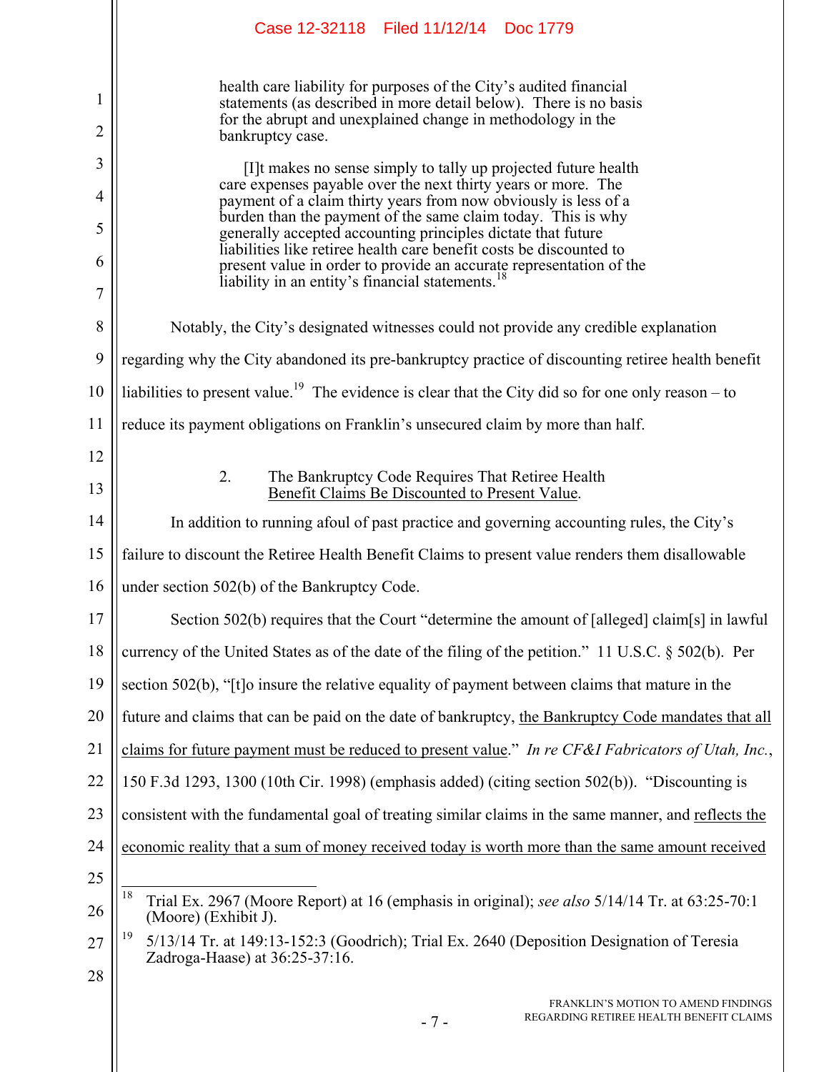health care liability for purposes of the City's audited financial statements (as described in more detail below). There is no basis for the abrupt and unexplained change in methodology in the bankruptcy case.

> [I]t makes no sense simply to tally up projected future health care expenses payable over the next thirty years or more. The payment of a claim thirty years from now obviously is less of a burden than the payment of the same claim today. This is why generally accepted accounting principles dictate that future liabilities like retiree health care benefit costs be discounted to present value in order to provide an accurate representation of the liability in an entity's financial statements.[18]

Notably, the City's designated witnesses could not provide any credible explanation regarding why the City abandoned its pre-bankruptcy practice of discounting retiree health benefit liabilities to present value.[19] The evidence is clear that the City did so for one only reason – to reduce its payment obligations on Franklin's unsecured claim by more than half.

### 2. The Bankruptcy Code Requires That Retiree Health Benefit Claims Be Discounted to Present Value.

In addition to running afoul of past practice and governing accounting rules, the City's failure to discount the Retiree Health Benefit Claims to present value renders them disallowable under section 502(b) of the Bankruptcy Code.

Section 502(b) requires that the Court "determine the amount of [alleged] claim[s] in lawful currency of the United States as of the date of the filing of the petition." 11 U.S.C. § 502(b). Per section 502(b), "[t]o insure the relative equality of payment between claims that mature in the future and claims that can be paid on the date of bankruptcy, <u>the Bankruptcy Code mandates that all claims for future payment must be reduced to present value</u>." *In re CF&I Fabricators of Utah, Inc.*, 150 F.3d 1293, 1300 (10th Cir. 1998) (emphasis added) (citing section 502(b)). "Discounting is consistent with the fundamental goal of treating similar claims in the same manner, and <u>reflects the economic reality that a sum of money received today is worth more than the same amount received</u>

---

[18] Trial Ex. 2967 (Moore Report) at 16 (emphasis in original); *see also* 5/14/14 Tr. at 63:25-70:1 (Moore) (Exhibit J).

[19] 5/13/14 Tr. at 149:13-152:3 (Goodrich); Trial Ex. 2640 (Deposition Designation of Teresia Zadroga-Haase) at 36:25-37:16.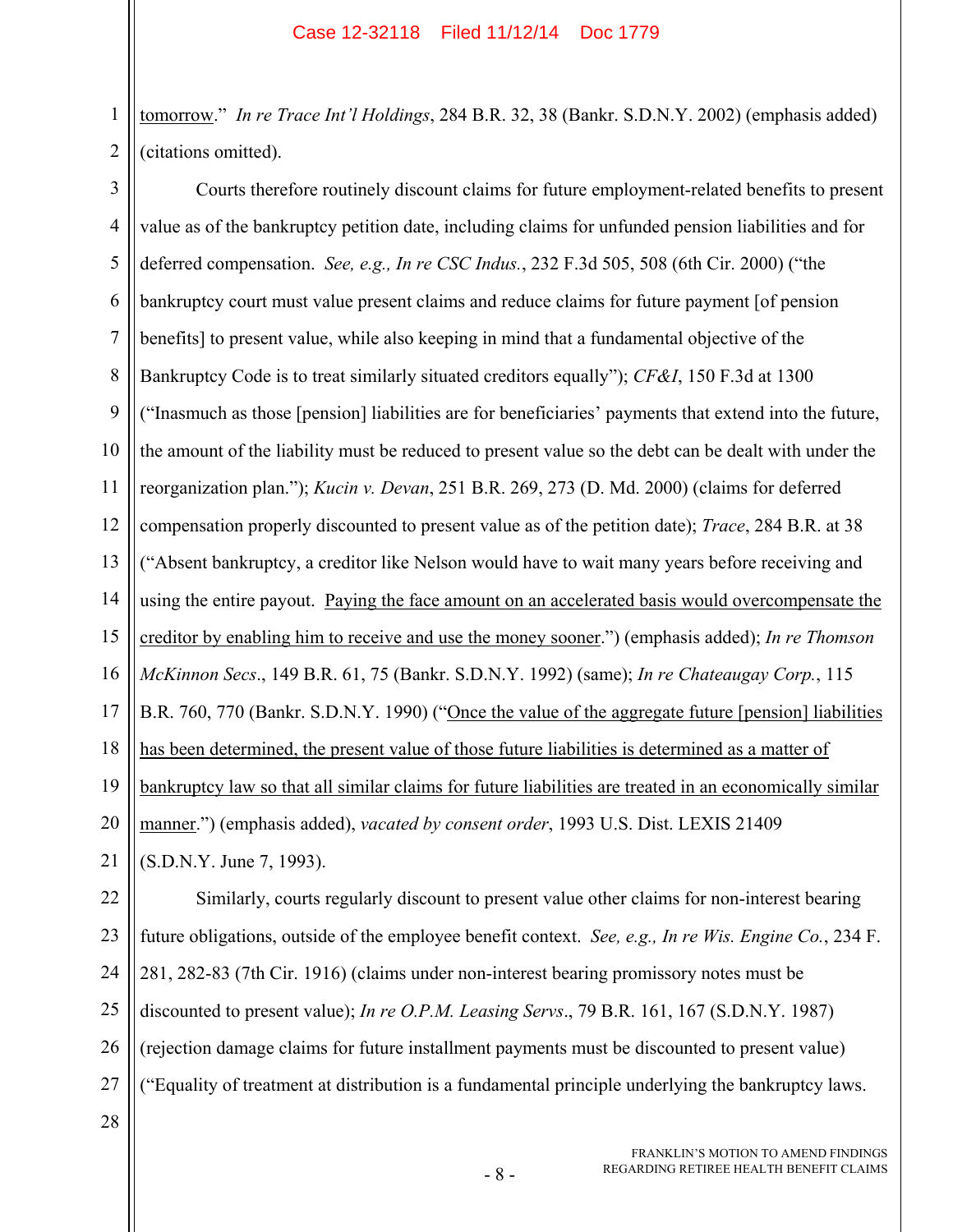tomorrow." *In re Trace Int'l Holdings*, 284 B.R. 32, 38 (Bankr. S.D.N.Y. 2002) (emphasis added) (citations omitted).

Courts therefore routinely discount claims for future employment-related benefits to present value as of the bankruptcy petition date, including claims for unfunded pension liabilities and for deferred compensation. *See, e.g., In re CSC Indus.*, 232 F.3d 505, 508 (6th Cir. 2000) ("the bankruptcy court must value present claims and reduce claims for future payment [of pension benefits] to present value, while also keeping in mind that a fundamental objective of the Bankruptcy Code is to treat similarly situated creditors equally"); *CF&I*, 150 F.3d at 1300 ("Inasmuch as those [pension] liabilities are for beneficiaries' payments that extend into the future, the amount of the liability must be reduced to present value so the debt can be dealt with under the reorganization plan."); *Kucin v. Devan*, 251 B.R. 269, 273 (D. Md. 2000) (claims for deferred compensation properly discounted to present value as of the petition date); *Trace*, 284 B.R. at 38 ("Absent bankruptcy, a creditor like Nelson would have to wait many years before receiving and using the entire payout. Paying the face amount on an accelerated basis would overcompensate the creditor by enabling him to receive and use the money sooner.") (emphasis added); *In re Thomson McKinnon Secs*., 149 B.R. 61, 75 (Bankr. S.D.N.Y. 1992) (same); *In re Chateaugay Corp.*, 115 B.R. 760, 770 (Bankr. S.D.N.Y. 1990) ("Once the value of the aggregate future [pension] liabilities has been determined, the present value of those future liabilities is determined as a matter of bankruptcy law so that all similar claims for future liabilities are treated in an economically similar manner.") (emphasis added), *vacated by consent order*, 1993 U.S. Dist. LEXIS 21409 (S.D.N.Y. June 7, 1993).

Similarly, courts regularly discount to present value other claims for non-interest bearing future obligations, outside of the employee benefit context. *See, e.g., In re Wis. Engine Co.*, 234 F. 281, 282-83 (7th Cir. 1916) (claims under non-interest bearing promissory notes must be discounted to present value); *In re O.P.M. Leasing Servs*., 79 B.R. 161, 167 (S.D.N.Y. 1987) (rejection damage claims for future installment payments must be discounted to present value) ("Equality of treatment at distribution is a fundamental principle underlying the bankruptcy laws.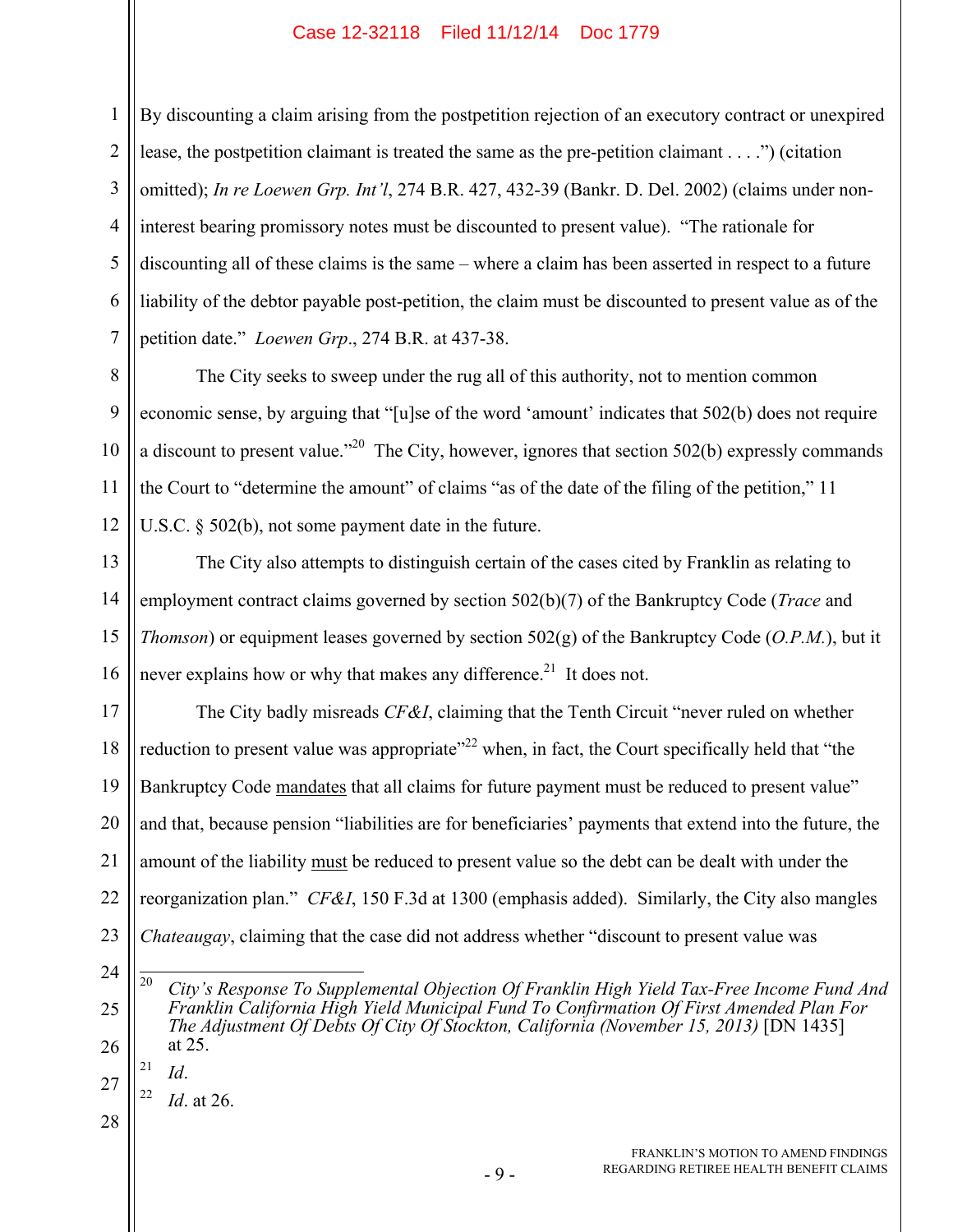By discounting a claim arising from the postpetition rejection of an executory contract or unexpired lease, the postpetition claimant is treated the same as the pre-petition claimant . . . .") (citation omitted); *In re Loewen Grp. Int'l*, 274 B.R. 427, 432-39 (Bankr. D. Del. 2002) (claims under non-interest bearing promissory notes must be discounted to present value). "The rationale for discounting all of these claims is the same – where a claim has been asserted in respect to a future liability of the debtor payable post-petition, the claim must be discounted to present value as of the petition date." *Loewen Grp*., 274 B.R. at 437-38.

The City seeks to sweep under the rug all of this authority, not to mention common economic sense, by arguing that "[u]se of the word 'amount' indicates that 502(b) does not require a discount to present value."[20] The City, however, ignores that section 502(b) expressly commands the Court to "determine the amount" of claims "as of the date of the filing of the petition," 11 U.S.C. § 502(b), not some payment date in the future.

The City also attempts to distinguish certain of the cases cited by Franklin as relating to employment contract claims governed by section 502(b)(7) of the Bankruptcy Code (*Trace* and *Thomson*) or equipment leases governed by section 502(g) of the Bankruptcy Code (*O.P.M.*), but it never explains how or why that makes any difference.[21] It does not.

The City badly misreads *CF&I*, claiming that the Tenth Circuit "never ruled on whether reduction to present value was appropriate"[22] when, in fact, the Court specifically held that "the Bankruptcy Code <u>mandates</u> that all claims for future payment must be reduced to present value" and that, because pension "liabilities are for beneficiaries' payments that extend into the future, the amount of the liability <u>must</u> be reduced to present value so the debt can be dealt with under the reorganization plan." *CF&I*, 150 F.3d at 1300 (emphasis added). Similarly, the City also mangles *Chateaugay*, claiming that the case did not address whether "discount to present value was

---

[20] *City's Response To Supplemental Objection Of Franklin High Yield Tax-Free Income Fund And Franklin California High Yield Municipal Fund To Confirmation Of First Amended Plan For The Adjustment Of Debts Of City Of Stockton, California (November 15, 2013)* [DN 1435] at 25.

[21] *Id*.

[22] *Id*. at 26.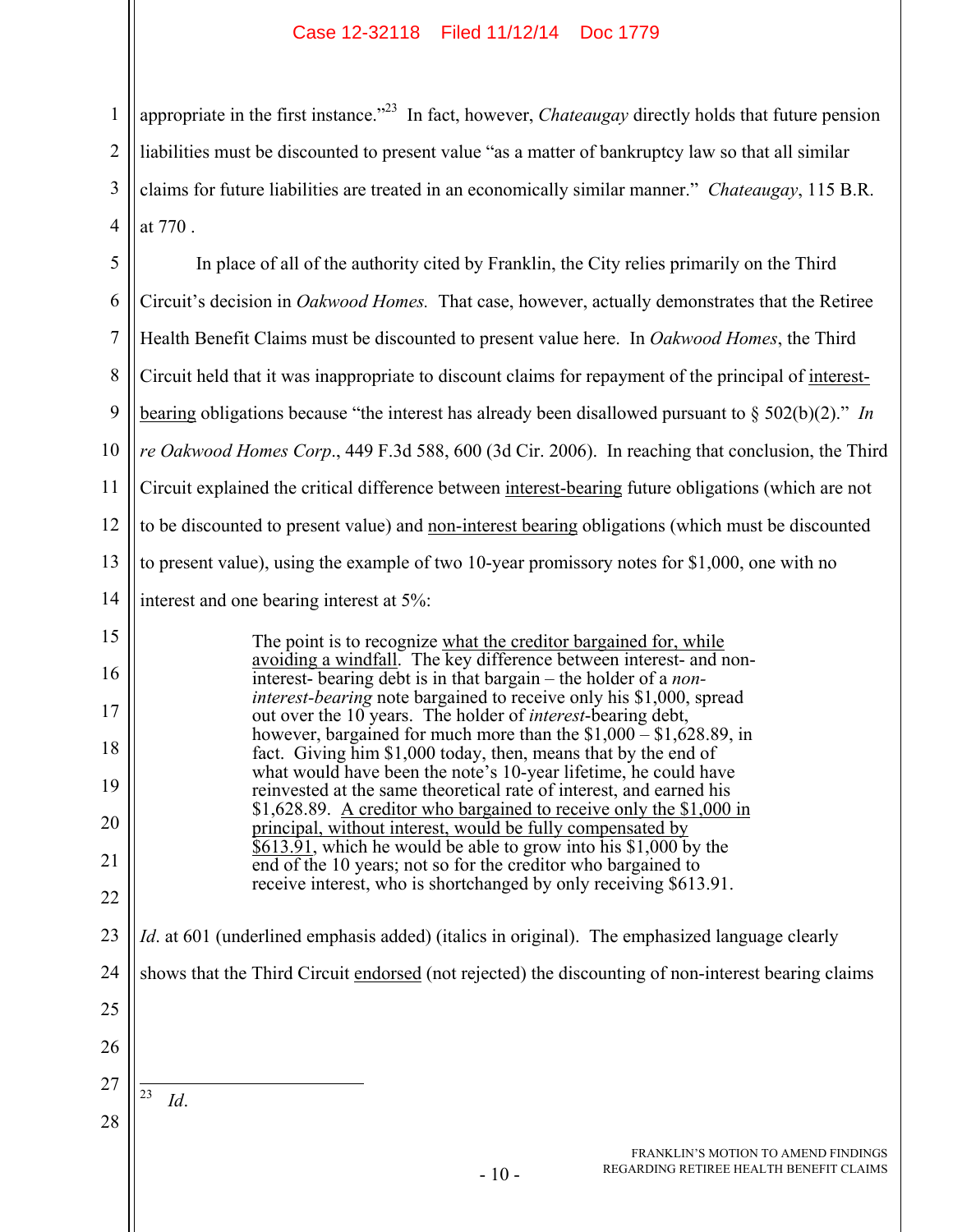appropriate in the first instance."[23] In fact, however, *Chateaugay* directly holds that future pension liabilities must be discounted to present value "as a matter of bankruptcy law so that all similar claims for future liabilities are treated in an economically similar manner." *Chateaugay*, 115 B.R. at 770 .

In place of all of the authority cited by Franklin, the City relies primarily on the Third Circuit's decision in *Oakwood Homes.* That case, however, actually demonstrates that the Retiree Health Benefit Claims must be discounted to present value here. In *Oakwood Homes*, the Third Circuit held that it was inappropriate to discount claims for repayment of the principal of <u>interest-bearing</u> obligations because "the interest has already been disallowed pursuant to § 502(b)(2)." *In re Oakwood Homes Corp*., 449 F.3d 588, 600 (3d Cir. 2006). In reaching that conclusion, the Third Circuit explained the critical difference between <u>interest-bearing</u> future obligations (which are not to be discounted to present value) and <u>non-interest bearing</u> obligations (which must be discounted to present value), using the example of two 10-year promissory notes for $1,000, one with no interest and one bearing interest at 5%:

> The point is to recognize <u>what the creditor bargained for, while avoiding a windfall</u>. The key difference between interest- and non-interest- bearing debt is in that bargain – the holder of a *non-interest-bearing* note bargained to receive only his $1,000, spread out over the 10 years. The holder of *interest*-bearing debt, however, bargained for much more than the $1,000 – $1,628.89, in fact. Giving him $1,000 today, then, means that by the end of what would have been the note's 10-year lifetime, he could have reinvested at the same theoretical rate of interest, and earned his $1,628.89. <u>A creditor who bargained to receive only the $1,000 in principal, without interest, would be fully compensated by $613.91</u>, which he would be able to grow into his $1,000 by the end of the 10 years; not so for the creditor who bargained to receive interest, who is shortchanged by only receiving $613.91.

*Id*. at 601 (underlined emphasis added) (italics in original). The emphasized language clearly shows that the Third Circuit <u>endorsed</u> (not rejected) the discounting of non-interest bearing claims

[23] *Id*.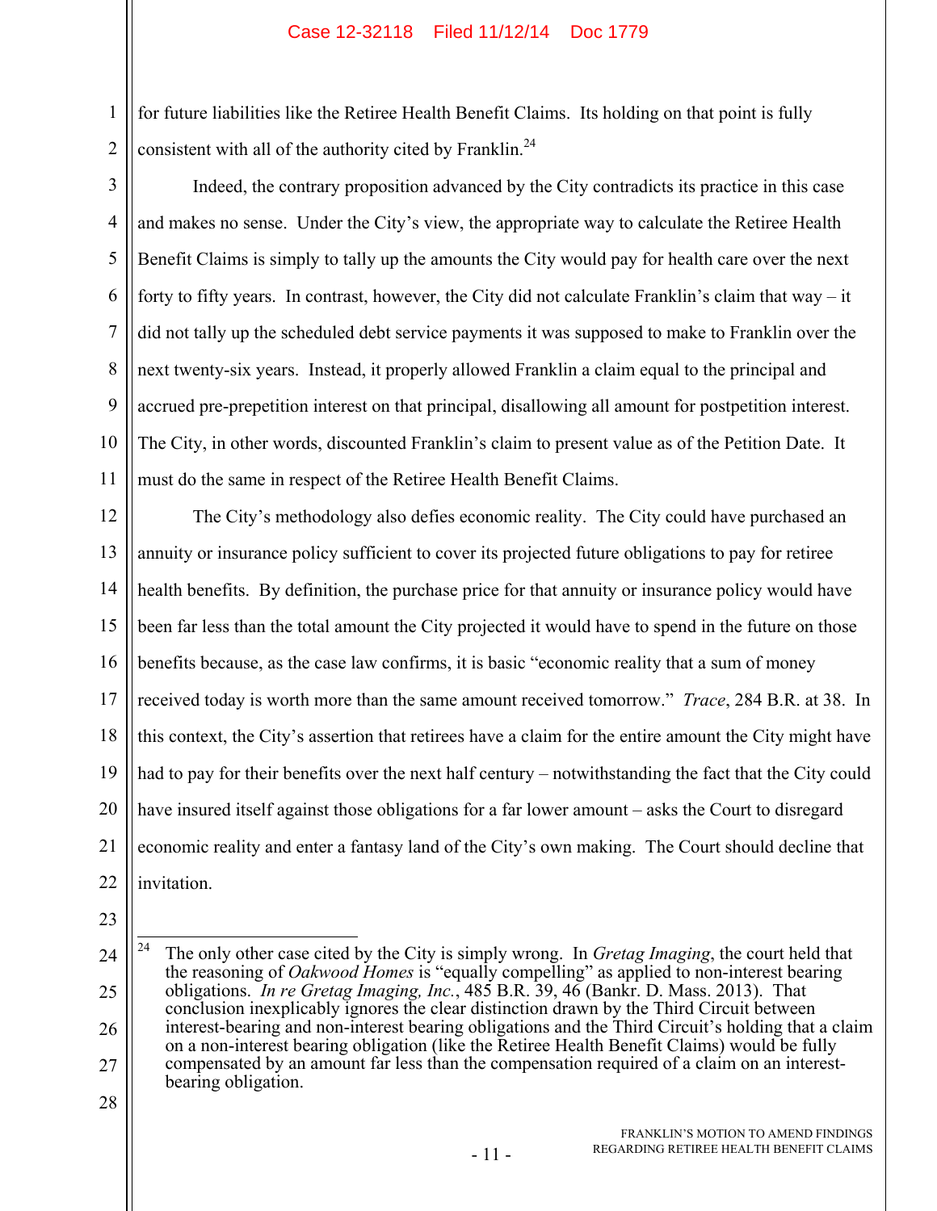for future liabilities like the Retiree Health Benefit Claims. Its holding on that point is fully consistent with all of the authority cited by Franklin.[24]

Indeed, the contrary proposition advanced by the City contradicts its practice in this case and makes no sense. Under the City's view, the appropriate way to calculate the Retiree Health Benefit Claims is simply to tally up the amounts the City would pay for health care over the next forty to fifty years. In contrast, however, the City did not calculate Franklin's claim that way – it did not tally up the scheduled debt service payments it was supposed to make to Franklin over the next twenty-six years. Instead, it properly allowed Franklin a claim equal to the principal and accrued pre-prepetition interest on that principal, disallowing all amount for postpetition interest. The City, in other words, discounted Franklin's claim to present value as of the Petition Date. It must do the same in respect of the Retiree Health Benefit Claims.

The City's methodology also defies economic reality. The City could have purchased an annuity or insurance policy sufficient to cover its projected future obligations to pay for retiree health benefits. By definition, the purchase price for that annuity or insurance policy would have been far less than the total amount the City projected it would have to spend in the future on those benefits because, as the case law confirms, it is basic "economic reality that a sum of money received today is worth more than the same amount received tomorrow." *Trace*, 284 B.R. at 38. In this context, the City's assertion that retirees have a claim for the entire amount the City might have had to pay for their benefits over the next half century – notwithstanding the fact that the City could have insured itself against those obligations for a far lower amount – asks the Court to disregard economic reality and enter a fantasy land of the City's own making. The Court should decline that invitation.

---

[24] The only other case cited by the City is simply wrong. In *Gretag Imaging*, the court held that the reasoning of *Oakwood Homes* is "equally compelling" as applied to non-interest bearing obligations. *In re Gretag Imaging, Inc.*, 485 B.R. 39, 46 (Bankr. D. Mass. 2013). That conclusion inexplicably ignores the clear distinction drawn by the Third Circuit between interest-bearing and non-interest bearing obligations and the Third Circuit's holding that a claim on a non-interest bearing obligation (like the Retiree Health Benefit Claims) would be fully compensated by an amount far less than the compensation required of a claim on an interest-bearing obligation.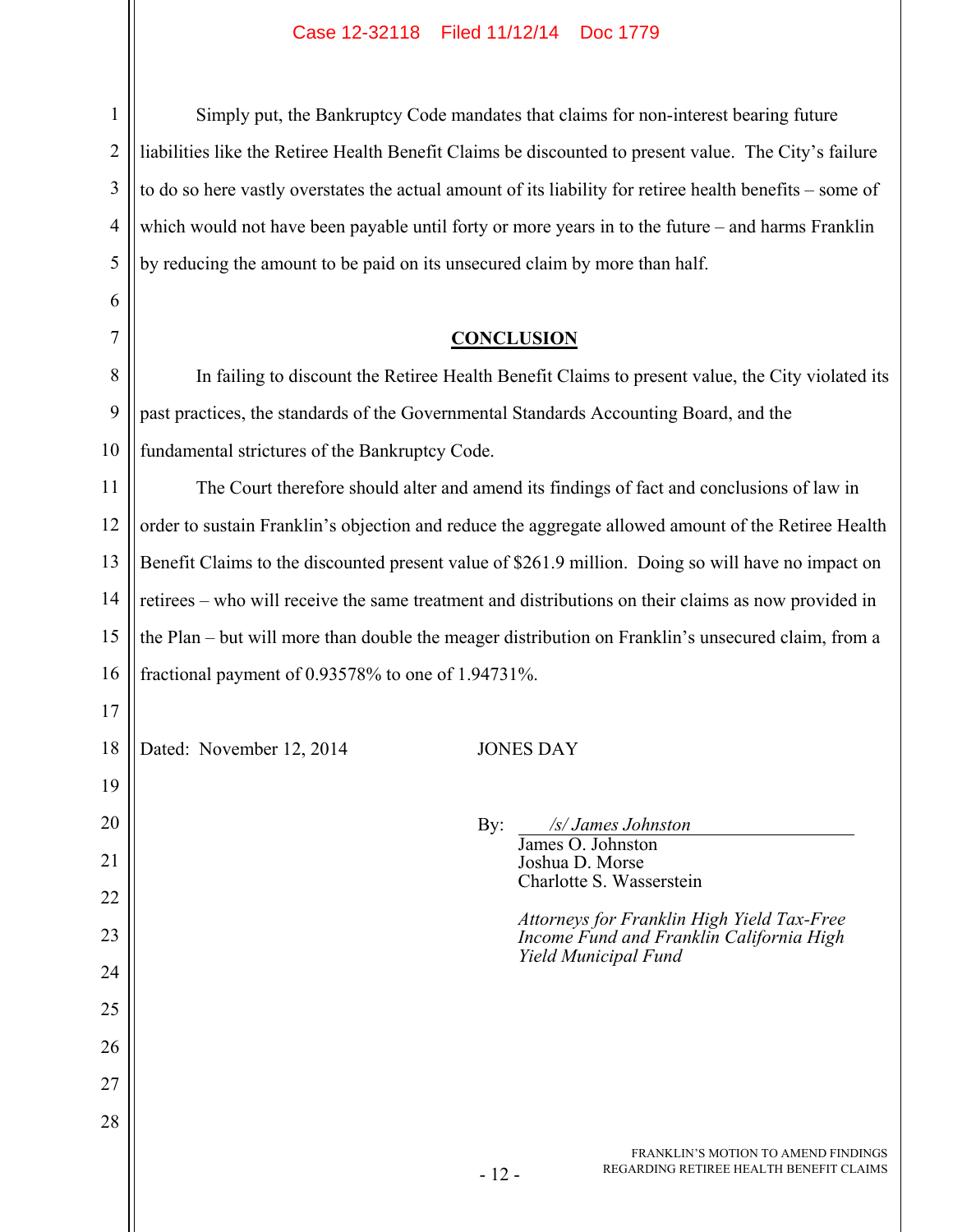Simply put, the Bankruptcy Code mandates that claims for non-interest bearing future liabilities like the Retiree Health Benefit Claims be discounted to present value. The City's failure to do so here vastly overstates the actual amount of its liability for retiree health benefits – some of which would not have been payable until forty or more years in to the future – and harms Franklin by reducing the amount to be paid on its unsecured claim by more than half.

## CONCLUSION

In failing to discount the Retiree Health Benefit Claims to present value, the City violated its past practices, the standards of the Governmental Standards Accounting Board, and the fundamental strictures of the Bankruptcy Code.

The Court therefore should alter and amend its findings of fact and conclusions of law in order to sustain Franklin's objection and reduce the aggregate allowed amount of the Retiree Health Benefit Claims to the discounted present value of $261.9 million. Doing so will have no impact on retirees – who will receive the same treatment and distributions on their claims as now provided in the Plan – but will more than double the meager distribution on Franklin's unsecured claim, from a fractional payment of 0.93578% to one of 1.94731%.

Dated: November 12, 2014

JONES DAY

By: */s/ James Johnston*
James O. Johnston
Joshua D. Morse
Charlotte S. Wasserstein

*Attorneys for Franklin High Yield Tax-Free Income Fund and Franklin California High Yield Municipal Fund*